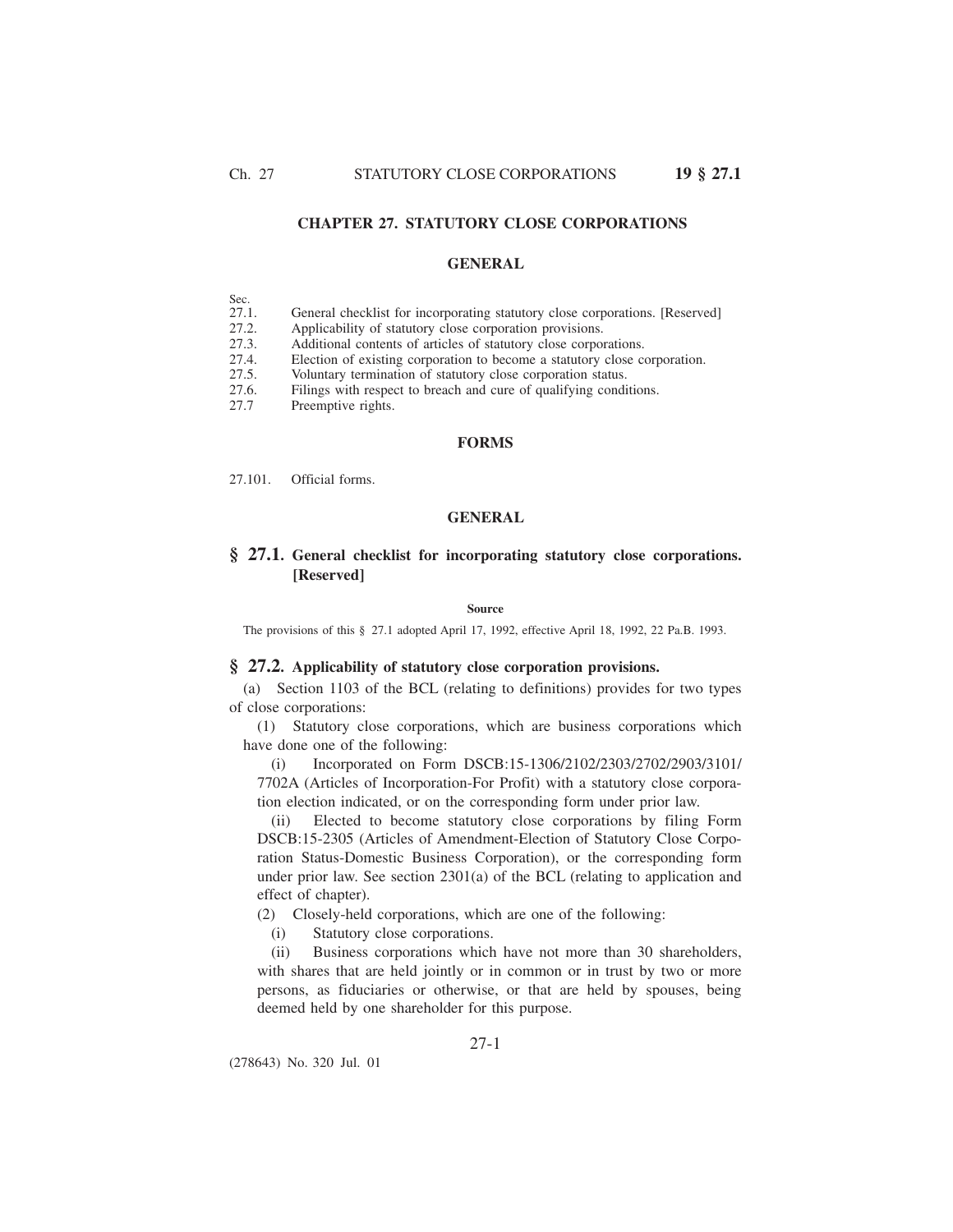# CHAPTER 27. STATUTORY CLOSE CORPORATIONS

## GENERAL

Sec.
27.1. General checklist for incorporating statutory close corporations. [Reserved]
27.2. Applicability of statutory close corporation provisions.
27.3. Additional contents of articles of statutory close corporations.
27.4. Election of existing corporation to become a statutory close corporation.
27.5. Voluntary termination of statutory close corporation status.
27.6. Filings with respect to breach and cure of qualifying conditions.
27.7 Preemptive rights.

## FORMS

27.101. Official forms.

## GENERAL

### § 27.1. General checklist for incorporating statutory close corporations. [Reserved]

**Source**

The provisions of this § 27.1 adopted April 17, 1992, effective April 18, 1992, 22 Pa.B. 1993.

### § 27.2. Applicability of statutory close corporation provisions.

(a) Section 1103 of the BCL (relating to definitions) provides for two types of close corporations:

(1) Statutory close corporations, which are business corporations which have done one of the following:

(i) Incorporated on Form DSCB:15-1306/2102/2303/2702/2903/3101/7702A (Articles of Incorporation-For Profit) with a statutory close corporation election indicated, or on the corresponding form under prior law.

(ii) Elected to become statutory close corporations by filing Form DSCB:15-2305 (Articles of Amendment-Election of Statutory Close Corporation Status-Domestic Business Corporation), or the corresponding form under prior law. See section 2301(a) of the BCL (relating to application and effect of chapter).

(2) Closely-held corporations, which are one of the following:

(i) Statutory close corporations.

(ii) Business corporations which have not more than 30 shareholders, with shares that are held jointly or in common or in trust by two or more persons, as fiduciaries or otherwise, or that are held by spouses, being deemed held by one shareholder for this purpose.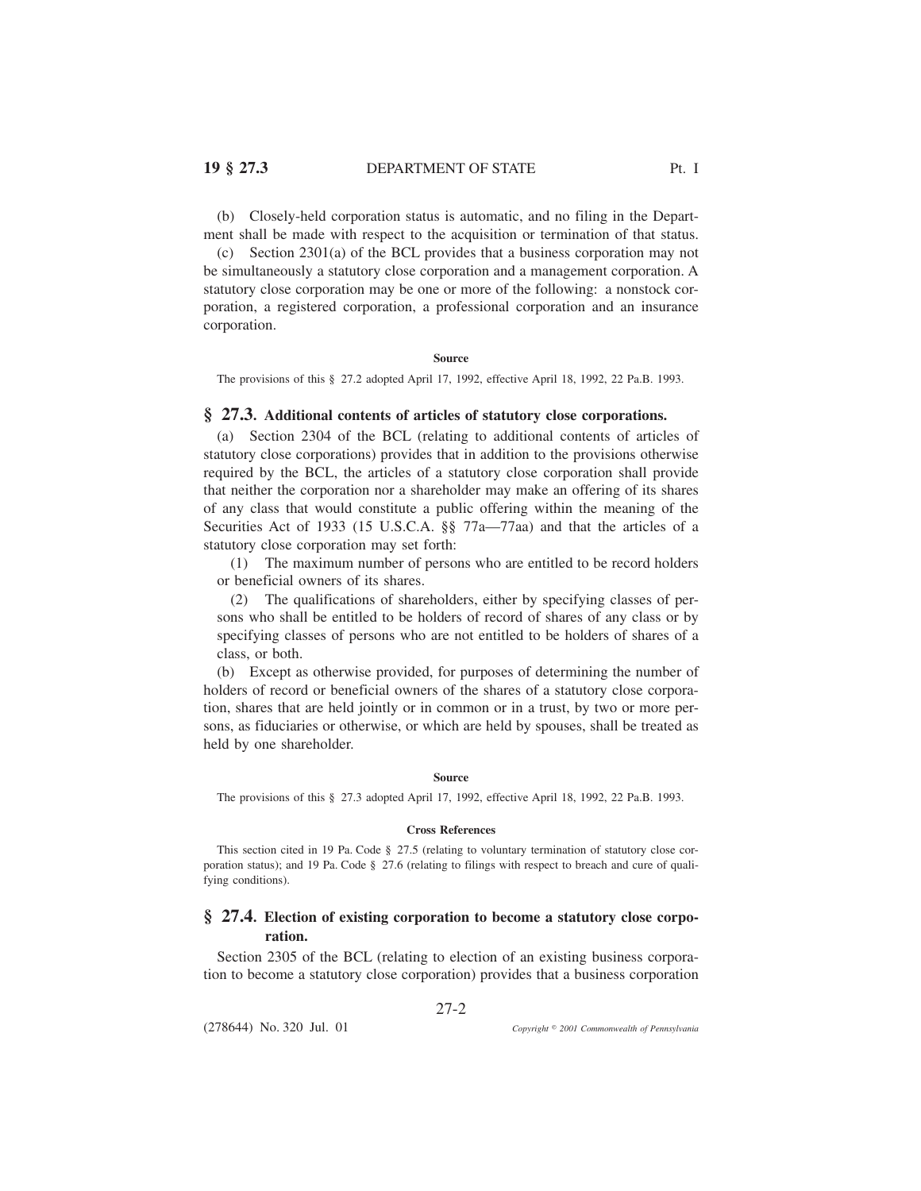(b) Closely-held corporation status is automatic, and no filing in the Department shall be made with respect to the acquisition or termination of that status.

(c) Section 2301(a) of the BCL provides that a business corporation may not be simultaneously a statutory close corporation and a management corporation. A statutory close corporation may be one or more of the following: a nonstock corporation, a registered corporation, a professional corporation and an insurance corporation.

**Source**

The provisions of this § 27.2 adopted April 17, 1992, effective April 18, 1992, 22 Pa.B. 1993.

## § 27.3. Additional contents of articles of statutory close corporations.

(a) Section 2304 of the BCL (relating to additional contents of articles of statutory close corporations) provides that in addition to the provisions otherwise required by the BCL, the articles of a statutory close corporation shall provide that neither the corporation nor a shareholder may make an offering of its shares of any class that would constitute a public offering within the meaning of the Securities Act of 1933 (15 U.S.C.A. §§ 77a—77aa) and that the articles of a statutory close corporation may set forth:

(1) The maximum number of persons who are entitled to be record holders or beneficial owners of its shares.

(2) The qualifications of shareholders, either by specifying classes of persons who shall be entitled to be holders of record of shares of any class or by specifying classes of persons who are not entitled to be holders of shares of a class, or both.

(b) Except as otherwise provided, for purposes of determining the number of holders of record or beneficial owners of the shares of a statutory close corporation, shares that are held jointly or in common or in a trust, by two or more persons, as fiduciaries or otherwise, or which are held by spouses, shall be treated as held by one shareholder.

**Source**

The provisions of this § 27.3 adopted April 17, 1992, effective April 18, 1992, 22 Pa.B. 1993.

**Cross References**

This section cited in 19 Pa. Code § 27.5 (relating to voluntary termination of statutory close corporation status); and 19 Pa. Code § 27.6 (relating to filings with respect to breach and cure of qualifying conditions).

## § 27.4. Election of existing corporation to become a statutory close corporation.

Section 2305 of the BCL (relating to election of an existing business corporation to become a statutory close corporation) provides that a business corporation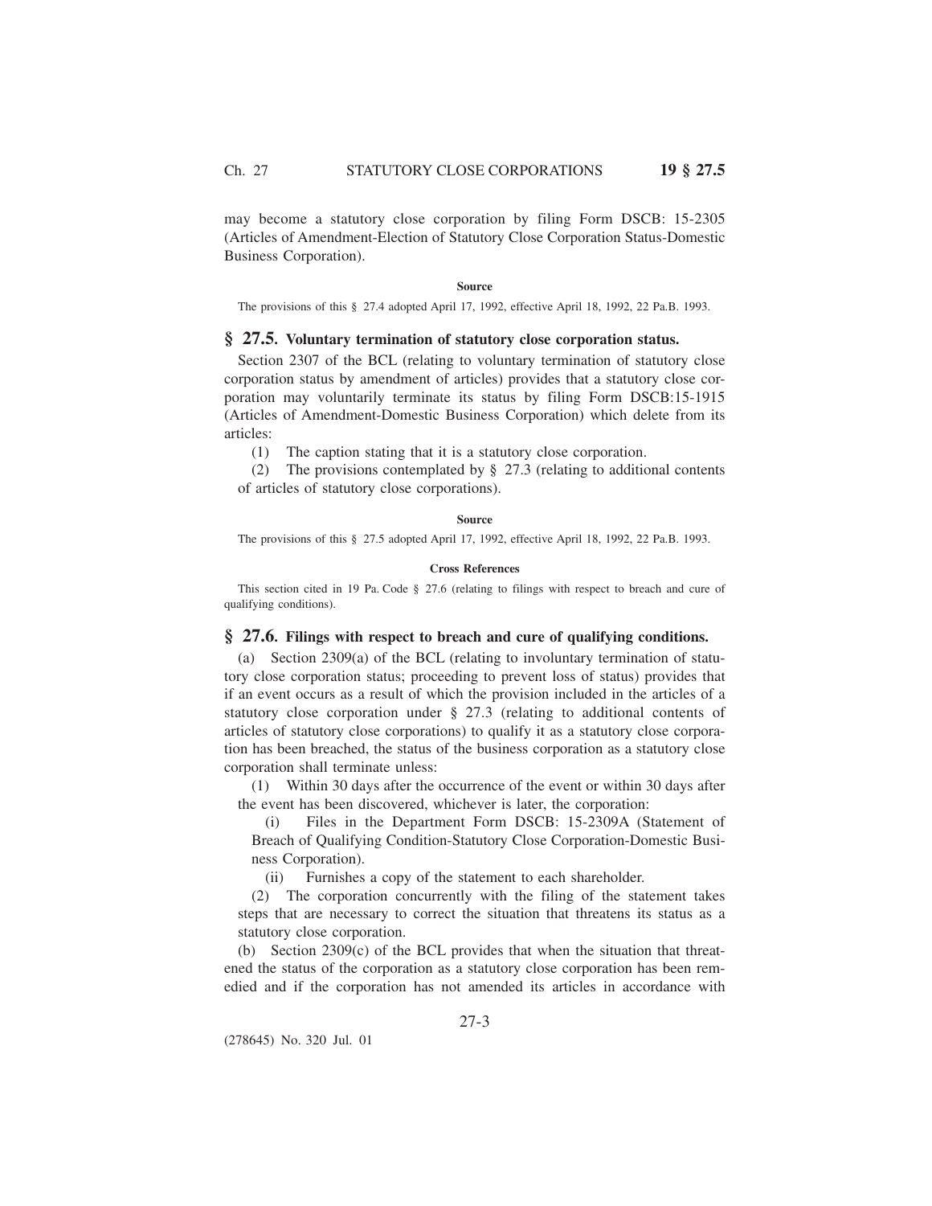may become a statutory close corporation by filing Form DSCB: 15-2305 (Articles of Amendment-Election of Statutory Close Corporation Status-Domestic Business Corporation).

#### Source

The provisions of this § 27.4 adopted April 17, 1992, effective April 18, 1992, 22 Pa.B. 1993.

## § 27.5. Voluntary termination of statutory close corporation status.

Section 2307 of the BCL (relating to voluntary termination of statutory close corporation status by amendment of articles) provides that a statutory close corporation may voluntarily terminate its status by filing Form DSCB:15-1915 (Articles of Amendment-Domestic Business Corporation) which delete from its articles:

(1) The caption stating that it is a statutory close corporation.

(2) The provisions contemplated by § 27.3 (relating to additional contents of articles of statutory close corporations).

#### Source

The provisions of this § 27.5 adopted April 17, 1992, effective April 18, 1992, 22 Pa.B. 1993.

#### Cross References

This section cited in 19 Pa. Code § 27.6 (relating to filings with respect to breach and cure of qualifying conditions).

## § 27.6. Filings with respect to breach and cure of qualifying conditions.

(a) Section 2309(a) of the BCL (relating to involuntary termination of statutory close corporation status; proceeding to prevent loss of status) provides that if an event occurs as a result of which the provision included in the articles of a statutory close corporation under § 27.3 (relating to additional contents of articles of statutory close corporations) to qualify it as a statutory close corporation has been breached, the status of the business corporation as a statutory close corporation shall terminate unless:

(1) Within 30 days after the occurrence of the event or within 30 days after the event has been discovered, whichever is later, the corporation:

(i) Files in the Department Form DSCB: 15-2309A (Statement of Breach of Qualifying Condition-Statutory Close Corporation-Domestic Business Corporation).

(ii) Furnishes a copy of the statement to each shareholder.

(2) The corporation concurrently with the filing of the statement takes steps that are necessary to correct the situation that threatens its status as a statutory close corporation.

(b) Section 2309(c) of the BCL provides that when the situation that threatened the status of the corporation as a statutory close corporation has been remedied and if the corporation has not amended its articles in accordance with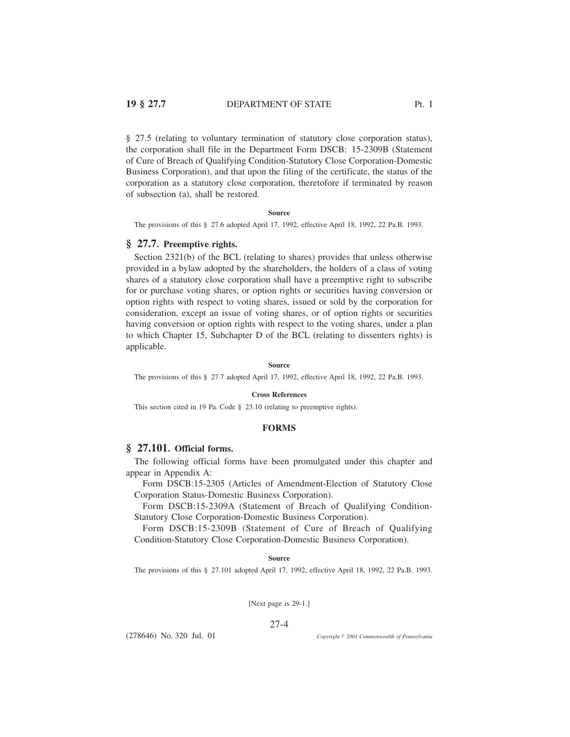§ 27.5 (relating to voluntary termination of statutory close corporation status), the corporation shall file in the Department Form DSCB: 15-2309B (Statement of Cure of Breach of Qualifying Condition-Statutory Close Corporation-Domestic Business Corporation), and that upon the filing of the certificate, the status of the corporation as a statutory close corporation, theretofore if terminated by reason of subsection (a), shall be restored.

**Source**

The provisions of this § 27.6 adopted April 17, 1992, effective April 18, 1992, 22 Pa.B. 1993.

## § 27.7. Preemptive rights.

Section 2321(b) of the BCL (relating to shares) provides that unless otherwise provided in a bylaw adopted by the shareholders, the holders of a class of voting shares of a statutory close corporation shall have a preemptive right to subscribe for or purchase voting shares, or option rights or securities having conversion or option rights with respect to voting shares, issued or sold by the corporation for consideration, except an issue of voting shares, or of option rights or securities having conversion or option rights with respect to the voting shares, under a plan to which Chapter 15, Subchapter D of the BCL (relating to dissenters rights) is applicable.

**Source**

The provisions of this § 27.7 adopted April 17, 1992, effective April 18, 1992, 22 Pa.B. 1993.

**Cross References**

This section cited in 19 Pa. Code § 23.10 (relating to preemptive rights).

### FORMS

## § 27.101. Official forms.

The following official forms have been promulgated under this chapter and appear in Appendix A:

Form DSCB:15-2305 (Articles of Amendment-Election of Statutory Close Corporation Status-Domestic Business Corporation).

Form DSCB:15-2309A (Statement of Breach of Qualifying Condition-Statutory Close Corporation-Domestic Business Corporation).

Form DSCB:15-2309B (Statement of Cure of Breach of Qualifying Condition-Statutory Close Corporation-Domestic Business Corporation).

**Source**

The provisions of this § 27.101 adopted April 17, 1992, effective April 18, 1992, 22 Pa.B. 1993.

[Next page is 29-1.]